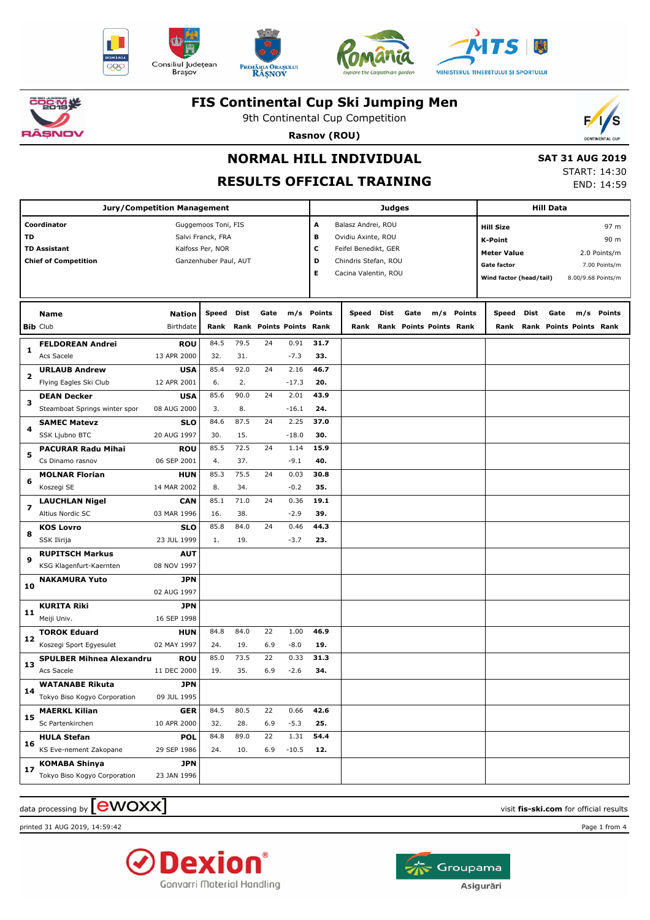# FIS Continental Cup Ski Jumping Men

9th Continental Cup Competition

**Rasnov (ROU)**

## NORMAL HILL INDIVIDUAL

## RESULTS OFFICIAL TRAINING

**SAT 31 AUG 2019**
START: 14:30
END: 14:59

| Jury/Competition Management | | Judges | | Hill Data | |
|---|---|---|---|---|---|
| **Coordinator** | Guggemoos Toni, FIS | **A** | Balasz Andrei, ROU | **Hill Size** | 97 m |
| **TD** | Salvi Franck, FRA | **B** | Ovidiu Axinte, ROU | **K-Point** | 90 m |
| **TD Assistant** | Kalfoss Per, NOR | **C** | Feifel Benedikt, GER | **Meter Value** | 2.0 Points/m |
| **Chief of Competition** | Ganzenhuber Paul, AUT | **D** | Chindris Stefan, ROU | **Gate factor** | 7.00 Points/m |
| | | **E** | Cacina Valentin, ROU | **Wind factor (head/tail)** | 8.00/9.68 Points/m |

| Bib | Name / Club | Nation / Birthdate | Speed / Rank | Dist / Rank | Gate / Points | m/s / Points | Points / Rank | Speed / Rank | Dist / Rank | Gate / Points | m/s / Points | Points / Rank | Speed / Rank | Dist / Rank | Gate / Points | m/s / Points | Points / Rank |
|---|---|---|---|---|---|---|---|---|---|---|---|---|---|---|---|---|---|
| 1 | **FELDOREAN Andrei** | **ROU** | 84.5 | 79.5 | 24 | 0.91 | **31.7** | | | | | | | | | | |
| | Acs Sacele | 13 APR 2000 | 32. | 31. | | -7.3 | **33.** | | | | | | | | | | |
| 2 | **URLAUB Andrew** | **USA** | 85.4 | 92.0 | 24 | 2.16 | **46.7** | | | | | | | | | | |
| | Flying Eagles Ski Club | 12 APR 2001 | 6. | 2. | | -17.3 | **20.** | | | | | | | | | | |
| 3 | **DEAN Decker** | **USA** | 85.6 | 90.0 | 24 | 2.01 | **43.9** | | | | | | | | | | |
| | Steamboat Springs winter spor | 08 AUG 2000 | 3. | 8. | | -16.1 | **24.** | | | | | | | | | | |
| 4 | **SAMEC Matevz** | **SLO** | 84.6 | 87.5 | 24 | 2.25 | **37.0** | | | | | | | | | | |
| | SSK Ljubno BTC | 20 AUG 1997 | 30. | 15. | | -18.0 | **30.** | | | | | | | | | | |
| 5 | **PACURAR Radu Mihai** | **ROU** | 85.5 | 72.5 | 24 | 1.14 | **15.9** | | | | | | | | | | |
| | Cs Dinamo rasnov | 06 SEP 2001 | 4. | 37. | | -9.1 | **40.** | | | | | | | | | | |
| 6 | **MOLNAR Florian** | **HUN** | 85.3 | 75.5 | 24 | 0.03 | **30.8** | | | | | | | | | | |
| | Koszegi SE | 14 MAR 2002 | 8. | 34. | | -0.2 | **35.** | | | | | | | | | | |
| 7 | **LAUCHLAN Nigel** | **CAN** | 85.1 | 71.0 | 24 | 0.36 | **19.1** | | | | | | | | | | |
| | Altius Nordic SC | 03 MAR 1996 | 16. | 38. | | -2.9 | **39.** | | | | | | | | | | |
| 8 | **KOS Lovro** | **SLO** | 85.8 | 84.0 | 24 | 0.46 | **44.3** | | | | | | | | | | |
| | SSK Ilirija | 23 JUL 1999 | 1. | 19. | | -3.7 | **23.** | | | | | | | | | | |
| 9 | **RUPITSCH Markus** | **AUT** | | | | | | | | | | | | | | | |
| | KSG Klagenfurt-Kaernten | 08 NOV 1997 | | | | | | | | | | | | | | | |
| 10 | **NAKAMURA Yuto** | **JPN** | | | | | | | | | | | | | | | |
| | | 02 AUG 1997 | | | | | | | | | | | | | | | |
| 11 | **KURITA Riki** | **JPN** | | | | | | | | | | | | | | | |
| | Meiji Univ. | 16 SEP 1998 | | | | | | | | | | | | | | | |
| 12 | **TOROK Eduard** | **HUN** | 84.8 | 84.0 | 22 | 1.00 | **46.9** | | | | | | | | | | |
| | Koszegi Sport Egyesulet | 02 MAY 1997 | 24. | 19. | 6.9 | -8.0 | **19.** | | | | | | | | | | |
| 13 | **SPULBER Mihnea Alexandru** | **ROU** | 85.0 | 73.5 | 22 | 0.33 | **31.3** | | | | | | | | | | |
| | Acs Sacele | 11 DEC 2000 | 19. | 35. | 6.9 | -2.6 | **34.** | | | | | | | | | | |
| 14 | **WATANABE Rikuta** | **JPN** | | | | | | | | | | | | | | | |
| | Tokyo Biso Kogyo Corporation | 09 JUL 1995 | | | | | | | | | | | | | | | |
| 15 | **MAERKL Kilian** | **GER** | 84.5 | 80.5 | 22 | 0.66 | **42.6** | | | | | | | | | | |
| | Sc Partenkirchen | 10 APR 2000 | 32. | 28. | 6.9 | -5.3 | **25.** | | | | | | | | | | |
| 16 | **HULA Stefan** | **POL** | 84.8 | 89.0 | 22 | 1.31 | **54.4** | | | | | | | | | | |
| | KS Eve-nement Zakopane | 29 SEP 1986 | 24. | 10. | 6.9 | -10.5 | **12.** | | | | | | | | | | |
| 17 | **KOMABA Shinya** | **JPN** | | | | | | | | | | | | | | | |
| | Tokyo Biso Kogyo Corporation | 23 JAN 1996 | | | | | | | | | | | | | | | |

data processing by ewoxx — visit **fis-ski.com** for official results

printed 31 AUG 2019, 14:59:42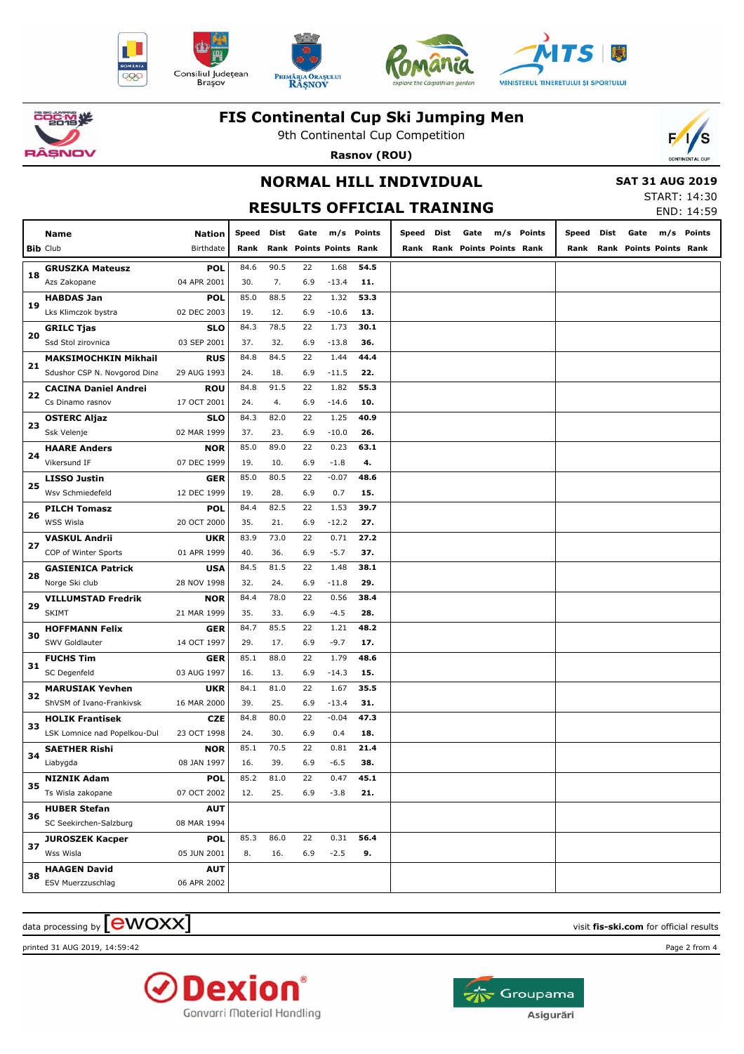# FIS Continental Cup Ski Jumping Men

9th Continental Cup Competition

**Rasnov (ROU)**

## NORMAL HILL INDIVIDUAL

**SAT 31 AUG 2019**

START: 14:30

END: 14:59

## RESULTS OFFICIAL TRAINING

| Bib | Name / Club | Nation / Birthdate | Speed / Rank | Dist / Rank | Gate / Points | m/s / Points | Points / Rank | Speed / Rank | Dist / Rank | Gate / Points | m/s / Points | Points / Rank | Speed / Rank | Dist / Rank | Gate / Points | m/s / Points | Points / Rank |
|---|---|---|---|---|---|---|---|---|---|---|---|---|---|---|---|---|---|
| 18 | **GRUSZKA Mateusz** | **POL** | 84.6 | 90.5 | 22 | 1.68 | **54.5** | | | | | | | | | | |
| | Azs Zakopane | 04 APR 2001 | 30. | 7. | 6.9 | -13.4 | **11.** | | | | | | | | | | |
| 19 | **HABDAS Jan** | **POL** | 85.0 | 88.5 | 22 | 1.32 | **53.3** | | | | | | | | | | |
| | Lks Klimczok bystra | 02 DEC 2003 | 19. | 12. | 6.9 | -10.6 | **13.** | | | | | | | | | | |
| 20 | **GRILC Tjas** | **SLO** | 84.3 | 78.5 | 22 | 1.73 | **30.1** | | | | | | | | | | |
| | Ssd Stol zirovnica | 03 SEP 2001 | 37. | 32. | 6.9 | -13.8 | **36.** | | | | | | | | | | |
| 21 | **MAKSIMOCHKIN Mikhail** | **RUS** | 84.8 | 84.5 | 22 | 1.44 | **44.4** | | | | | | | | | | |
| | Sdushor CSP N. Novgorod Dina | 29 AUG 1993 | 24. | 18. | 6.9 | -11.5 | **22.** | | | | | | | | | | |
| 22 | **CACINA Daniel Andrei** | **ROU** | 84.8 | 91.5 | 22 | 1.82 | **55.3** | | | | | | | | | | |
| | Cs Dinamo rasnov | 17 OCT 2001 | 24. | 4. | 6.9 | -14.6 | **10.** | | | | | | | | | | |
| 23 | **OSTERC Aljaz** | **SLO** | 84.3 | 82.0 | 22 | 1.25 | **40.9** | | | | | | | | | | |
| | Ssk Velenje | 02 MAR 1999 | 37. | 23. | 6.9 | -10.0 | **26.** | | | | | | | | | | |
| 24 | **HAARE Anders** | **NOR** | 85.0 | 89.0 | 22 | 0.23 | **63.1** | | | | | | | | | | |
| | Vikersund IF | 07 DEC 1999 | 19. | 10. | 6.9 | -1.8 | **4.** | | | | | | | | | | |
| 25 | **LISSO Justin** | **GER** | 85.0 | 80.5 | 22 | -0.07 | **48.6** | | | | | | | | | | |
| | Wsv Schmiedefeld | 12 DEC 1999 | 19. | 28. | 6.9 | 0.7 | **15.** | | | | | | | | | | |
| 26 | **PILCH Tomasz** | **POL** | 84.4 | 82.5 | 22 | 1.53 | **39.7** | | | | | | | | | | |
| | WSS Wisla | 20 OCT 2000 | 35. | 21. | 6.9 | -12.2 | **27.** | | | | | | | | | | |
| 27 | **VASKUL Andrii** | **UKR** | 83.9 | 73.0 | 22 | 0.71 | **27.2** | | | | | | | | | | |
| | COP of Winter Sports | 01 APR 1999 | 40. | 36. | 6.9 | -5.7 | **37.** | | | | | | | | | | |
| 28 | **GASIENICA Patrick** | **USA** | 84.5 | 81.5 | 22 | 1.48 | **38.1** | | | | | | | | | | |
| | Norge Ski club | 28 NOV 1998 | 32. | 24. | 6.9 | -11.8 | **29.** | | | | | | | | | | |
| 29 | **VILLUMSTAD Fredrik** | **NOR** | 84.4 | 78.0 | 22 | 0.56 | **38.4** | | | | | | | | | | |
| | SKIMT | 21 MAR 1999 | 35. | 33. | 6.9 | -4.5 | **28.** | | | | | | | | | | |
| 30 | **HOFFMANN Felix** | **GER** | 84.7 | 85.5 | 22 | 1.21 | **48.2** | | | | | | | | | | |
| | SWV Goldlauter | 14 OCT 1997 | 29. | 17. | 6.9 | -9.7 | **17.** | | | | | | | | | | |
| 31 | **FUCHS Tim** | **GER** | 85.1 | 88.0 | 22 | 1.79 | **48.6** | | | | | | | | | | |
| | SC Degenfeld | 03 AUG 1997 | 16. | 13. | 6.9 | -14.3 | **15.** | | | | | | | | | | |
| 32 | **MARUSIAK Yevhen** | **UKR** | 84.1 | 81.0 | 22 | 1.67 | **35.5** | | | | | | | | | | |
| | ShVSM of Ivano-Frankivsk | 16 MAR 2000 | 39. | 25. | 6.9 | -13.4 | **31.** | | | | | | | | | | |
| 33 | **HOLIK Frantisek** | **CZE** | 84.8 | 80.0 | 22 | -0.04 | **47.3** | | | | | | | | | | |
| | LSK Lomnice nad Popelkou-Dul | 23 OCT 1998 | 24. | 30. | 6.9 | 0.4 | **18.** | | | | | | | | | | |
| 34 | **SAETHER Rishi** | **NOR** | 85.1 | 70.5 | 22 | 0.81 | **21.4** | | | | | | | | | | |
| | Liabygda | 08 JAN 1997 | 16. | 39. | 6.9 | -6.5 | **38.** | | | | | | | | | | |
| 35 | **NIZNIK Adam** | **POL** | 85.2 | 81.0 | 22 | 0.47 | **45.1** | | | | | | | | | | |
| | Ts Wisla zakopane | 07 OCT 2002 | 12. | 25. | 6.9 | -3.8 | **21.** | | | | | | | | | | |
| 36 | **HUBER Stefan** | **AUT** | | | | | | | | | | | | | | | |
| | SC Seekirchen-Salzburg | 08 MAR 1994 | | | | | | | | | | | | | | | |
| 37 | **JUROSZEK Kacper** | **POL** | 85.3 | 86.0 | 22 | 0.31 | **56.4** | | | | | | | | | | |
| | Wss Wisla | 05 JUN 2001 | 8. | 16. | 6.9 | -2.5 | **9.** | | | | | | | | | | |
| 38 | **HAAGEN David** | **AUT** | | | | | | | | | | | | | | | |
| | ESV Muerzzuschlag | 06 APR 2002 | | | | | | | | | | | | | | | |

data processing by ewoxx — visit **fis-ski.com** for official results

printed 31 AUG 2019, 14:59:42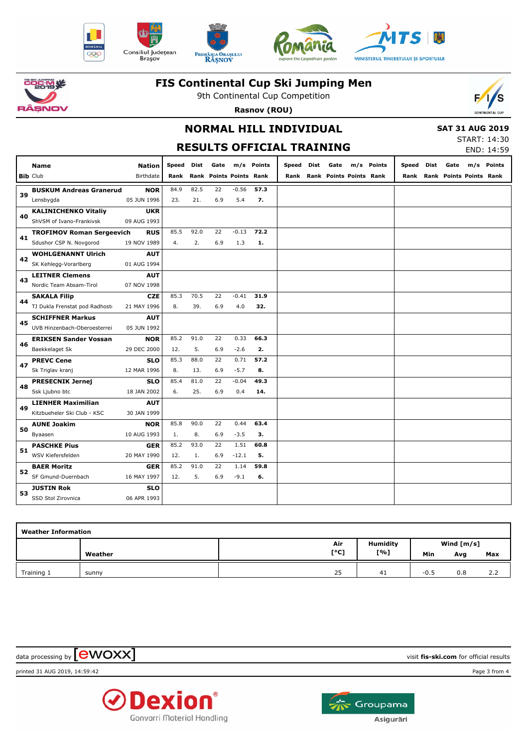# FIS Continental Cup Ski Jumping Men

9th Continental Cup Competition

**Rasnov (ROU)**

## NORMAL HILL INDIVIDUAL

**SAT 31 AUG 2019**

START: 14:30

END: 14:59

## RESULTS OFFICIAL TRAINING

| Bib | Name / Club | Nation / Birthdate | Speed / Rank | Dist / Rank | Gate / Points | m/s / Points | Points / Rank | Speed / Rank | Dist / Rank | Gate / Points | m/s / Points | Points / Rank | Speed / Rank | Dist / Rank | Gate / Points | m/s / Points | Points / Rank |
|---|---|---|---|---|---|---|---|---|---|---|---|---|---|---|---|---|---|
| 39 | **BUSKUM Andreas Granerud** | **NOR** | 84.9 | 82.5 | 22 | -0.56 | **57.3** | | | | | | | | | | |
| | Lensbygda | 05 JUN 1996 | 23. | 21. | 6.9 | 5.4 | **7.** | | | | | | | | | | |
| 40 | **KALINICHENKO Vitaliy** | **UKR** | | | | | | | | | | | | | | | |
| | ShVSM of Ivano-Frankivsk | 09 AUG 1993 | | | | | | | | | | | | | | | |
| 41 | **TROFIMOV Roman Sergeevich** | **RUS** | 85.5 | 92.0 | 22 | -0.13 | **72.2** | | | | | | | | | | |
| | Sdushor CSP N. Novgorod | 19 NOV 1989 | 4. | 2. | 6.9 | 1.3 | **1.** | | | | | | | | | | |
| 42 | **WOHLGENANNT Ulrich** | **AUT** | | | | | | | | | | | | | | | |
| | SK Kehlegg-Vorarlberg | 01 AUG 1994 | | | | | | | | | | | | | | | |
| 43 | **LEITNER Clemens** | **AUT** | | | | | | | | | | | | | | | |
| | Nordic Team Absam-Tirol | 07 NOV 1998 | | | | | | | | | | | | | | | |
| 44 | **SAKALA Filip** | **CZE** | 85.3 | 70.5 | 22 | -0.41 | **31.9** | | | | | | | | | | |
| | TJ Dukla Frenstat pod Radhosti | 21 MAY 1996 | 8. | 39. | 6.9 | 4.0 | **32.** | | | | | | | | | | |
| 45 | **SCHIFFNER Markus** | **AUT** | | | | | | | | | | | | | | | |
| | UVB Hinzenbach-Oberoesterrei | 05 JUN 1992 | | | | | | | | | | | | | | | |
| 46 | **ERIKSEN Sander Vossan** | **NOR** | 85.2 | 91.0 | 22 | 0.33 | **66.3** | | | | | | | | | | |
| | Baekkelaget Sk | 29 DEC 2000 | 12. | 5. | 6.9 | -2.6 | **2.** | | | | | | | | | | |
| 47 | **PREVC Cene** | **SLO** | 85.3 | 88.0 | 22 | 0.71 | **57.2** | | | | | | | | | | |
| | Sk Triglav kranj | 12 MAR 1996 | 8. | 13. | 6.9 | -5.7 | **8.** | | | | | | | | | | |
| 48 | **PRESECNIK Jernej** | **SLO** | 85.4 | 81.0 | 22 | -0.04 | **49.3** | | | | | | | | | | |
| | Ssk Ljubno btc | 18 JAN 2002 | 6. | 25. | 6.9 | 0.4 | **14.** | | | | | | | | | | |
| 49 | **LIENHER Maximilian** | **AUT** | | | | | | | | | | | | | | | |
| | Kitzbueheler Ski Club - KSC | 30 JAN 1999 | | | | | | | | | | | | | | | |
| 50 | **AUNE Joakim** | **NOR** | 85.8 | 90.0 | 22 | 0.44 | **63.4** | | | | | | | | | | |
| | Byaasen | 10 AUG 1993 | 1. | 8. | 6.9 | -3.5 | **3.** | | | | | | | | | | |
| 51 | **PASCHKE Pius** | **GER** | 85.2 | 93.0 | 22 | 1.51 | **60.8** | | | | | | | | | | |
| | WSV Kiefersfelden | 20 MAY 1990 | 12. | 1. | 6.9 | -12.1 | **5.** | | | | | | | | | | |
| 52 | **BAER Moritz** | **GER** | 85.2 | 91.0 | 22 | 1.14 | **59.8** | | | | | | | | | | |
| | SF Gmund-Duernbach | 16 MAY 1997 | 12. | 5. | 6.9 | -9.1 | **6.** | | | | | | | | | | |
| 53 | **JUSTIN Rok** | **SLO** | | | | | | | | | | | | | | | |
| | SSD Stol Zirovnica | 06 APR 1993 | | | | | | | | | | | | | | | |

### Weather Information

| | Weather | Air [°C] | Humidity [%] | Wind [m/s] Min | Avg | Max |
|---|---|---|---|---|---|---|
| Training 1 | sunny | 25 | 41 | -0.5 | 0.8 | 2.2 |

data processing by ewoxx — visit **fis-ski.com** for official results

printed 31 AUG 2019, 14:59:42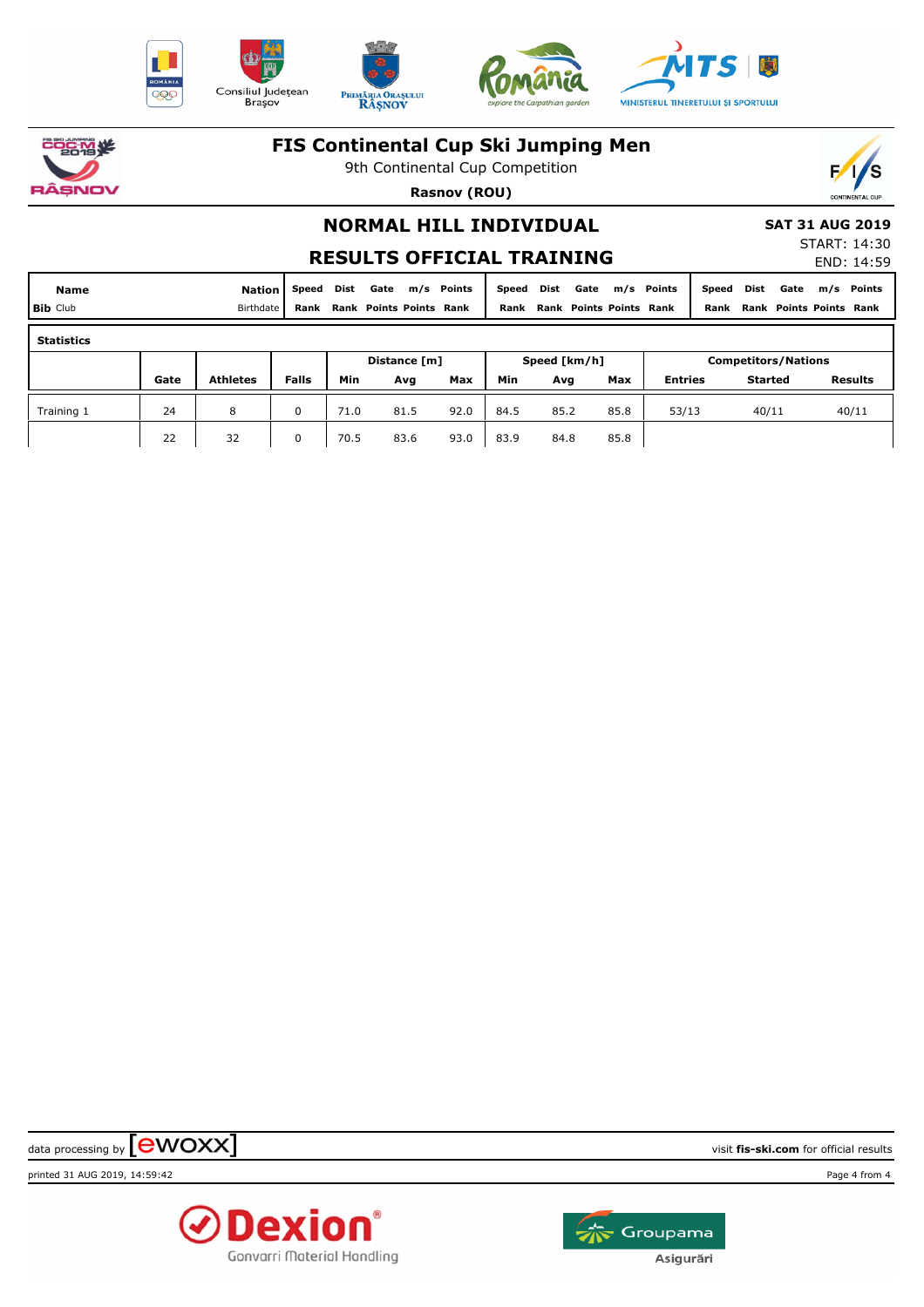# FIS Continental Cup Ski Jumping Men

9th Continental Cup Competition

**Rasnov (ROU)**

## NORMAL HILL INDIVIDUAL

## RESULTS OFFICIAL TRAINING

**SAT 31 AUG 2019**
START: 14:30
END: 14:59

| Name | Nation | Speed | Dist | Gate | m/s | Points | Speed | Dist | Gate | m/s | Points | Speed | Dist | Gate | m/s | Points |
|---|---|---|---|---|---|---|---|---|---|---|---|---|---|---|---|---|
| Bib Club | Birthdate | Rank | Rank | Points | Points | Rank | Rank | Rank | Points | Points | Rank | Rank | Rank | Points | Points | Rank |

**Statistics**

| | Gate | Athletes | Falls | Distance [m] | | | Speed [km/h] | | | Competitors/Nations | | |
|---|---|---|---|---|---|---|---|---|---|---|---|---|
| | | | | Min | Avg | Max | Min | Avg | Max | Entries | Started | Results |
| Training 1 | 24 | 8 | 0 | 71.0 | 81.5 | 92.0 | 84.5 | 85.2 | 85.8 | 53/13 | 40/11 | 40/11 |
| | 22 | 32 | 0 | 70.5 | 83.6 | 93.0 | 83.9 | 84.8 | 85.8 | | | |

data processing by [ewoxx]

visit **fis-ski.com** for official results

printed 31 AUG 2019, 14:59:42